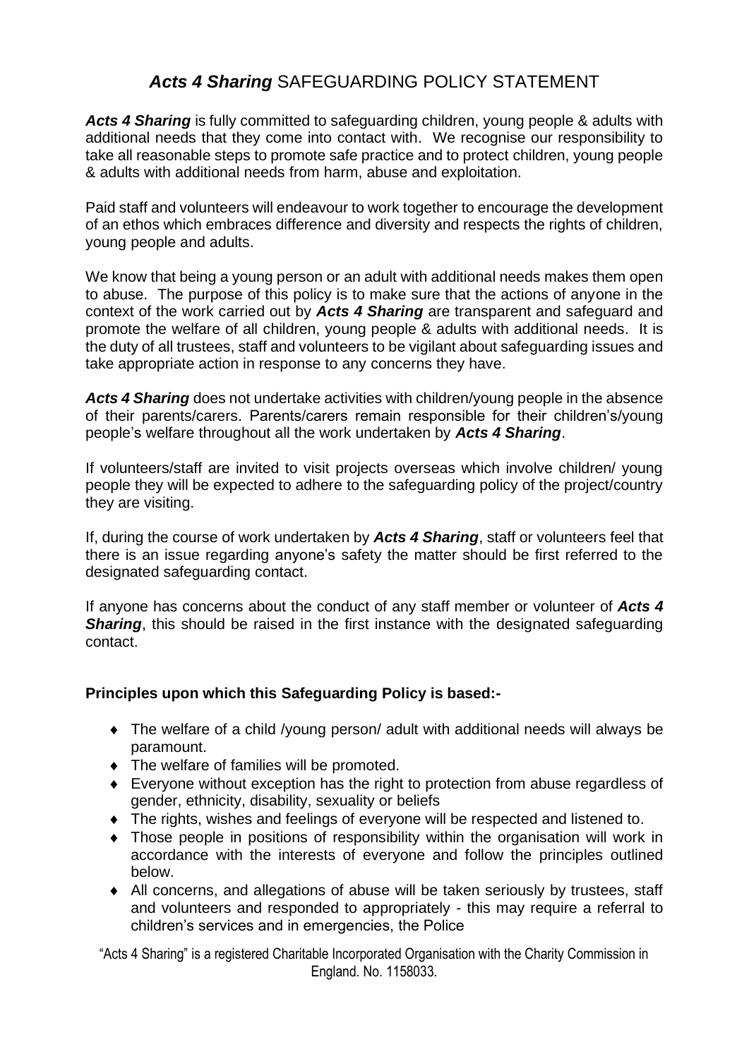# ***Acts 4 Sharing*** SAFEGUARDING POLICY STATEMENT

***Acts 4 Sharing*** is fully committed to safeguarding children, young people & adults with additional needs that they come into contact with. We recognise our responsibility to take all reasonable steps to promote safe practice and to protect children, young people & adults with additional needs from harm, abuse and exploitation.

Paid staff and volunteers will endeavour to work together to encourage the development of an ethos which embraces difference and diversity and respects the rights of children, young people and adults.

We know that being a young person or an adult with additional needs makes them open to abuse. The purpose of this policy is to make sure that the actions of anyone in the context of the work carried out by ***Acts 4 Sharing*** are transparent and safeguard and promote the welfare of all children, young people & adults with additional needs. It is the duty of all trustees, staff and volunteers to be vigilant about safeguarding issues and take appropriate action in response to any concerns they have.

***Acts 4 Sharing*** does not undertake activities with children/young people in the absence of their parents/carers. Parents/carers remain responsible for their children's/young people's welfare throughout all the work undertaken by ***Acts 4 Sharing***.

If volunteers/staff are invited to visit projects overseas which involve children/ young people they will be expected to adhere to the safeguarding policy of the project/country they are visiting.

If, during the course of work undertaken by ***Acts 4 Sharing***, staff or volunteers feel that there is an issue regarding anyone's safety the matter should be first referred to the designated safeguarding contact.

If anyone has concerns about the conduct of any staff member or volunteer of ***Acts 4 Sharing***, this should be raised in the first instance with the designated safeguarding contact.

**Principles upon which this Safeguarding Policy is based:-**

- The welfare of a child /young person/ adult with additional needs will always be paramount.
- The welfare of families will be promoted.
- Everyone without exception has the right to protection from abuse regardless of gender, ethnicity, disability, sexuality or beliefs
- The rights, wishes and feelings of everyone will be respected and listened to.
- Those people in positions of responsibility within the organisation will work in accordance with the interests of everyone and follow the principles outlined below.
- All concerns, and allegations of abuse will be taken seriously by trustees, staff and volunteers and responded to appropriately - this may require a referral to children's services and in emergencies, the Police

"Acts 4 Sharing" is a registered Charitable Incorporated Organisation with the Charity Commission in England. No. 1158033.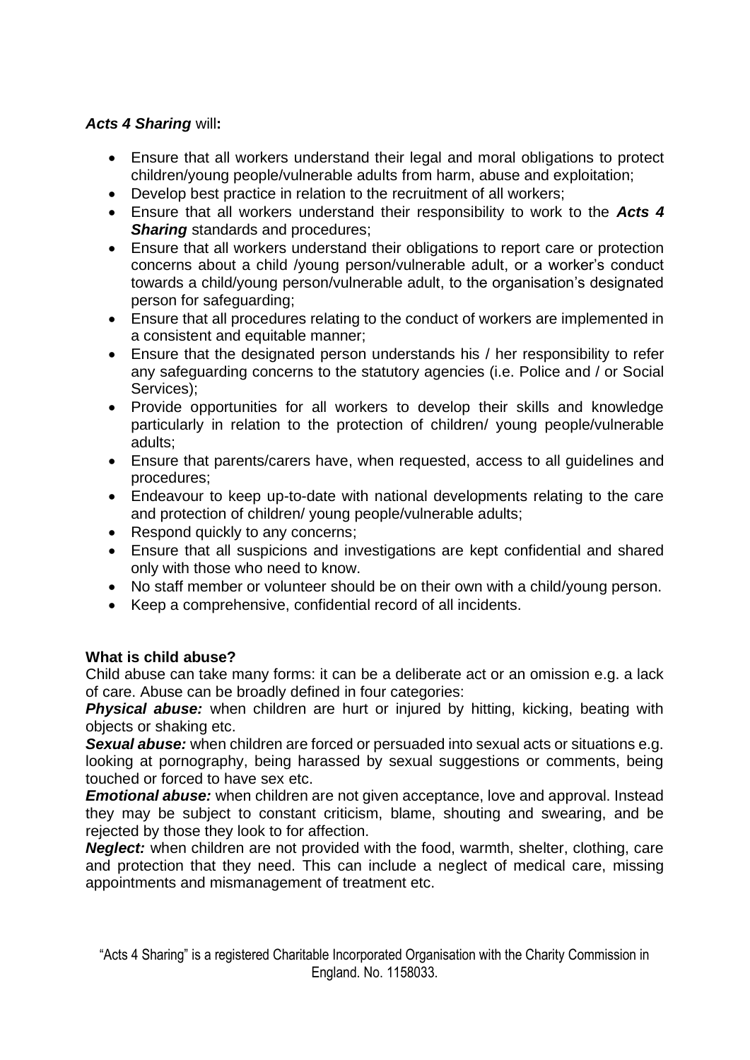***Acts 4 Sharing*** will**:**

- Ensure that all workers understand their legal and moral obligations to protect children/young people/vulnerable adults from harm, abuse and exploitation;
- Develop best practice in relation to the recruitment of all workers;
- Ensure that all workers understand their responsibility to work to the ***Acts 4 Sharing*** standards and procedures;
- Ensure that all workers understand their obligations to report care or protection concerns about a child /young person/vulnerable adult, or a worker's conduct towards a child/young person/vulnerable adult, to the organisation's designated person for safeguarding;
- Ensure that all procedures relating to the conduct of workers are implemented in a consistent and equitable manner;
- Ensure that the designated person understands his / her responsibility to refer any safeguarding concerns to the statutory agencies (i.e. Police and / or Social Services);
- Provide opportunities for all workers to develop their skills and knowledge particularly in relation to the protection of children/ young people/vulnerable adults;
- Ensure that parents/carers have, when requested, access to all guidelines and procedures;
- Endeavour to keep up-to-date with national developments relating to the care and protection of children/ young people/vulnerable adults;
- Respond quickly to any concerns;
- Ensure that all suspicions and investigations are kept confidential and shared only with those who need to know.
- No staff member or volunteer should be on their own with a child/young person.
- Keep a comprehensive, confidential record of all incidents.

**What is child abuse?**

Child abuse can take many forms: it can be a deliberate act or an omission e.g. a lack of care. Abuse can be broadly defined in four categories:

***Physical abuse:*** when children are hurt or injured by hitting, kicking, beating with objects or shaking etc.

***Sexual abuse:*** when children are forced or persuaded into sexual acts or situations e.g. looking at pornography, being harassed by sexual suggestions or comments, being touched or forced to have sex etc.

***Emotional abuse:*** when children are not given acceptance, love and approval. Instead they may be subject to constant criticism, blame, shouting and swearing, and be rejected by those they look to for affection.

***Neglect:*** when children are not provided with the food, warmth, shelter, clothing, care and protection that they need. This can include a neglect of medical care, missing appointments and mismanagement of treatment etc.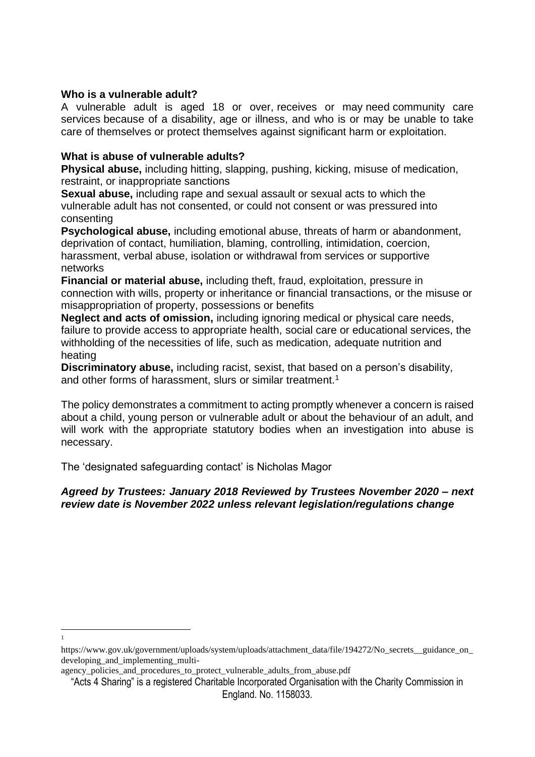**Who is a vulnerable adult?**

A vulnerable adult is aged 18 or over, receives or may need community care services because of a disability, age or illness, and who is or may be unable to take care of themselves or protect themselves against significant harm or exploitation.

**What is abuse of vulnerable adults?**

**Physical abuse,** including hitting, slapping, pushing, kicking, misuse of medication, restraint, or inappropriate sanctions

**Sexual abuse,** including rape and sexual assault or sexual acts to which the vulnerable adult has not consented, or could not consent or was pressured into consenting

**Psychological abuse,** including emotional abuse, threats of harm or abandonment, deprivation of contact, humiliation, blaming, controlling, intimidation, coercion, harassment, verbal abuse, isolation or withdrawal from services or supportive networks

**Financial or material abuse,** including theft, fraud, exploitation, pressure in connection with wills, property or inheritance or financial transactions, or the misuse or misappropriation of property, possessions or benefits

**Neglect and acts of omission,** including ignoring medical or physical care needs, failure to provide access to appropriate health, social care or educational services, the withholding of the necessities of life, such as medication, adequate nutrition and heating

**Discriminatory abuse,** including racist, sexist, that based on a person's disability, and other forms of harassment, slurs or similar treatment.[1]

The policy demonstrates a commitment to acting promptly whenever a concern is raised about a child, young person or vulnerable adult or about the behaviour of an adult, and will work with the appropriate statutory bodies when an investigation into abuse is necessary.

The 'designated safeguarding contact' is Nicholas Magor

***Agreed by Trustees: January 2018 Reviewed by Trustees November 2020 – next review date is November 2022 unless relevant legislation/regulations change***

---

[1] https://www.gov.uk/government/uploads/system/uploads/attachment_data/file/194272/No_secrets__guidance_on_developing_and_implementing_multi-agency_policies_and_procedures_to_protect_vulnerable_adults_from_abuse.pdf

"Acts 4 Sharing" is a registered Charitable Incorporated Organisation with the Charity Commission in England. No. 1158033.